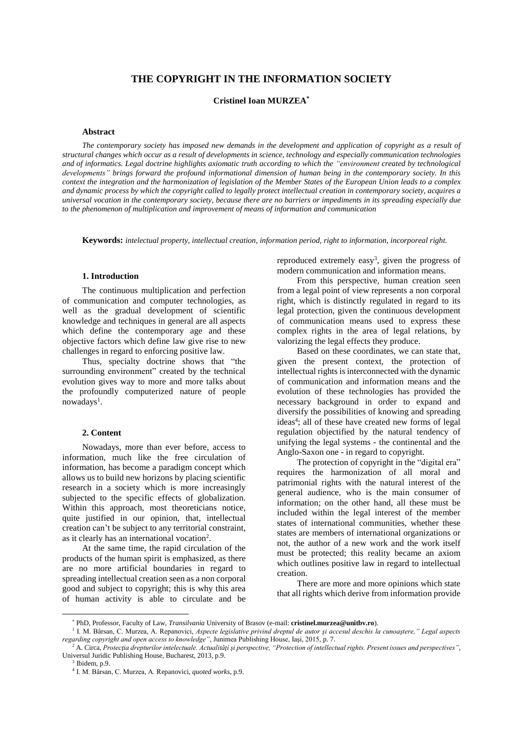# THE COPYRIGHT IN THE INFORMATION SOCIETY

**Cristinel Ioan MURZEA**[*]

### Abstract

*The contemporary society has imposed new demands in the development and application of copyright as a result of structural changes which occur as a result of developments in science, technology and especially communication technologies and of informatics. Legal doctrine highlights axiomatic truth according to which the "environment created by technological developments" brings forward the profound informational dimension of human being in the contemporary society. In this context the integration and the harmonization of legislation of the Member States of the European Union leads to a complex and dynamic process by which the copyright called to legally protect intellectual creation in contemporary society, acquires a universal vocation in the contemporary society, because there are no barriers or impediments in its spreading especially due to the phenomenon of multiplication and improvement of means of information and communication*

**Keywords:** *intelectual property, intellectual creation, information period, right to information, incorporeal right.*

## 1. Introduction

The continuous multiplication and perfection of communication and computer technologies, as well as the gradual development of scientific knowledge and techniques in general are all aspects which define the contemporary age and these objective factors which define law give rise to new challenges in regard to enforcing positive law.

Thus, specialty doctrine shows that "the surrounding environment" created by the technical evolution gives way to more and more talks about the profoundly computerized nature of people nowadays[1].

## 2. Content

Nowadays, more than ever before, access to information, much like the free circulation of information, has become a paradigm concept which allows us to build new horizons by placing scientific research in a society which is more increasingly subjected to the specific effects of globalization. Within this approach, most theoreticians notice, quite justified in our opinion, that, intellectual creation can't be subject to any territorial constraint, as it clearly has an international vocation[2].

At the same time, the rapid circulation of the products of the human spirit is emphasized, as there are no more artificial boundaries in regard to spreading intellectual creation seen as a non corporal good and subject to copyright; this is why this area of human activity is able to circulate and be reproduced extremely easy[3], given the progress of modern communication and information means.

From this perspective, human creation seen from a legal point of view represents a non corporal right, which is distinctly regulated in regard to its legal protection, given the continuous development of communication means used to express these complex rights in the area of legal relations, by valorizing the legal effects they produce.

Based on these coordinates, we can state that, given the present context, the protection of intellectual rights is interconnected with the dynamic of communication and information means and the evolution of these technologies has provided the necessary background in order to expand and diversify the possibilities of knowing and spreading ideas[4]; all of these have created new forms of legal regulation objectified by the natural tendency of unifying the legal systems - the continental and the Anglo-Saxon one - in regard to copyright.

The protection of copyright in the "digital era" requires the harmonization of all moral and patrimonial rights with the natural interest of the general audience, who is the main consumer of information; on the other hand, all these must be included within the legal interest of the member states of international communities, whether these states are members of international organizations or not, the author of a new work and the work itself must be protected; this reality became an axiom which outlines positive law in regard to intellectual creation.

There are more and more opinions which state that all rights which derive from information provide

---

[*] PhD, Professor, Faculty of Law, *Transilvania* University of Brasov (e-mail: **cristinel.murzea@unitbv.ro**).

[1] I. M. Bârsan, C. Murzea, A. Repanovici, *Aspecte legislative privind dreptul de autor şi accesul deschis la cunoaştere," Legal aspects regarding copyright and open access to knowledge"*, Junimea Publishing House, Iaşi, 2015, p. 7.

[2] A. Circa, *Protecţia drepturilor intelectuale. Actualităţi şi perspective, "Protection of intellectual rights. Present issues and perspectives"*, Universul Juridic Publishing House, Bucharest, 2013, p.9.

[3] Ibidem, p.9.

[4] I. M. Bârsan, C. Murzea, A. Repanovici, *quoted works*, p.9.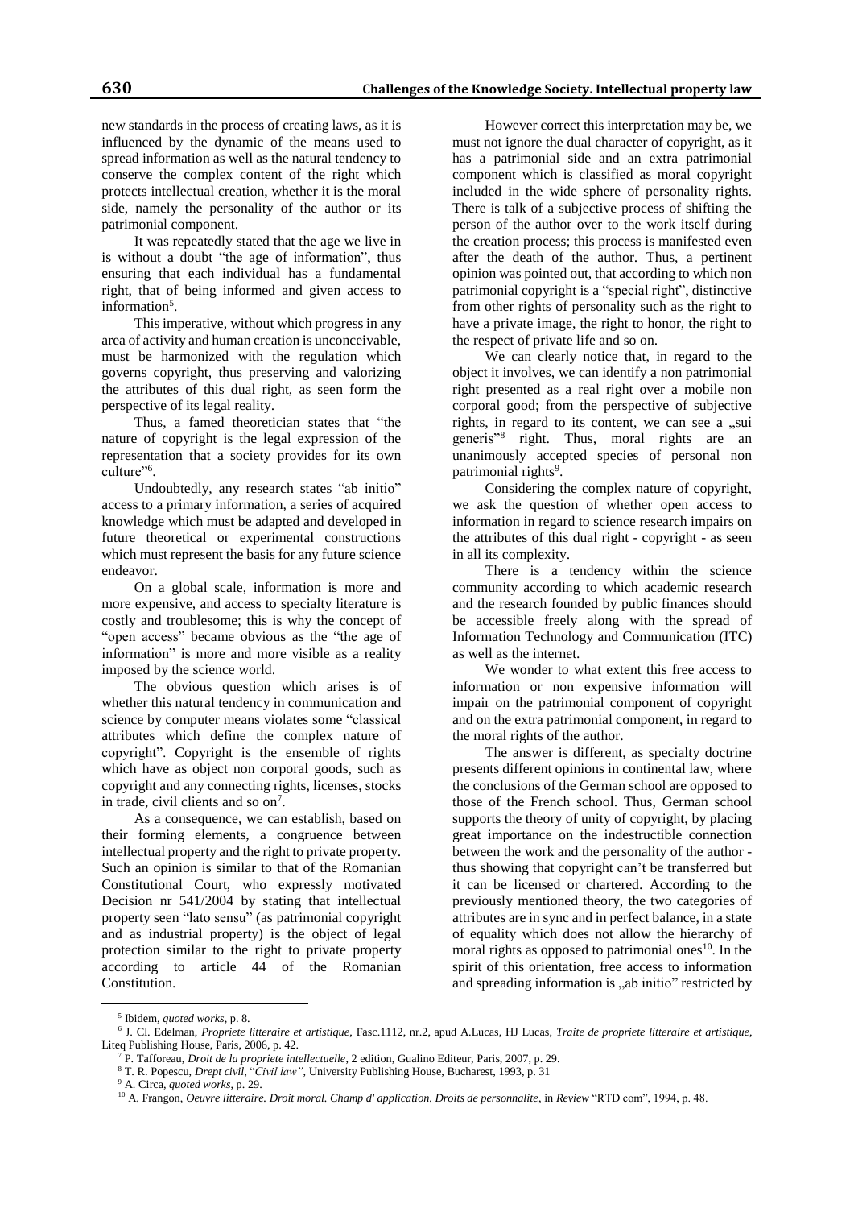new standards in the process of creating laws, as it is influenced by the dynamic of the means used to spread information as well as the natural tendency to conserve the complex content of the right which protects intellectual creation, whether it is the moral side, namely the personality of the author or its patrimonial component.

It was repeatedly stated that the age we live in is without a doubt "the age of information", thus ensuring that each individual has a fundamental right, that of being informed and given access to information[5].

This imperative, without which progress in any area of activity and human creation is unconceivable, must be harmonized with the regulation which governs copyright, thus preserving and valorizing the attributes of this dual right, as seen form the perspective of its legal reality.

Thus, a famed theoretician states that "the nature of copyright is the legal expression of the representation that a society provides for its own culture"[6].

Undoubtedly, any research states "ab initio" access to a primary information, a series of acquired knowledge which must be adapted and developed in future theoretical or experimental constructions which must represent the basis for any future science endeavor.

On a global scale, information is more and more expensive, and access to specialty literature is costly and troublesome; this is why the concept of "open access" became obvious as the "the age of information" is more and more visible as a reality imposed by the science world.

The obvious question which arises is of whether this natural tendency in communication and science by computer means violates some "classical attributes which define the complex nature of copyright". Copyright is the ensemble of rights which have as object non corporal goods, such as copyright and any connecting rights, licenses, stocks in trade, civil clients and so on[7].

As a consequence, we can establish, based on their forming elements, a congruence between intellectual property and the right to private property. Such an opinion is similar to that of the Romanian Constitutional Court, who expressly motivated Decision nr 541/2004 by stating that intellectual property seen "lato sensu" (as patrimonial copyright and as industrial property) is the object of legal protection similar to the right to private property according to article 44 of the Romanian Constitution.

However correct this interpretation may be, we must not ignore the dual character of copyright, as it has a patrimonial side and an extra patrimonial component which is classified as moral copyright included in the wide sphere of personality rights. There is talk of a subjective process of shifting the person of the author over to the work itself during the creation process; this process is manifested even after the death of the author. Thus, a pertinent opinion was pointed out, that according to which non patrimonial copyright is a "special right", distinctive from other rights of personality such as the right to have a private image, the right to honor, the right to the respect of private life and so on.

We can clearly notice that, in regard to the object it involves, we can identify a non patrimonial right presented as a real right over a mobile non corporal good; from the perspective of subjective rights, in regard to its content, we can see a „sui generis"[8] right. Thus, moral rights are an unanimously accepted species of personal non patrimonial rights[9].

Considering the complex nature of copyright, we ask the question of whether open access to information in regard to science research impairs on the attributes of this dual right - copyright - as seen in all its complexity.

There is a tendency within the science community according to which academic research and the research founded by public finances should be accessible freely along with the spread of Information Technology and Communication (ITC) as well as the internet.

We wonder to what extent this free access to information or non expensive information will impair on the patrimonial component of copyright and on the extra patrimonial component, in regard to the moral rights of the author.

The answer is different, as specialty doctrine presents different opinions in continental law, where the conclusions of the German school are opposed to those of the French school. Thus, German school supports the theory of unity of copyright, by placing great importance on the indestructible connection between the work and the personality of the author - thus showing that copyright can't be transferred but it can be licensed or chartered. According to the previously mentioned theory, the two categories of attributes are in sync and in perfect balance, in a state of equality which does not allow the hierarchy of moral rights as opposed to patrimonial ones[10]. In the spirit of this orientation, free access to information and spreading information is „ab initio" restricted by

---

[5] Ibidem, *quoted works*, p. 8.

[6] J. Cl. Edelman, *Propriete litteraire et artistique*, Fasc.1112, nr.2, apud A.Lucas, HJ Lucas, *Traite de propriete litteraire et artistique*, Liteq Publishing House, Paris, 2006, p. 42.

[7] P. Tafforeau, *Droit de la propriete intellectuelle*, 2 edition, Gualino Editeur, Paris, 2007, p. 29.

[8] T. R. Popescu, *Drept civil*, "*Civil law"*, University Publishing House, Bucharest, 1993, p. 31

[9] A. Circa, *quoted works*, p. 29.

[10] A. Frangon, *Oeuvre litteraire. Droit moral. Champ d' application. Droits de personnalite*, in *Review* "RTD com", 1994, p. 48.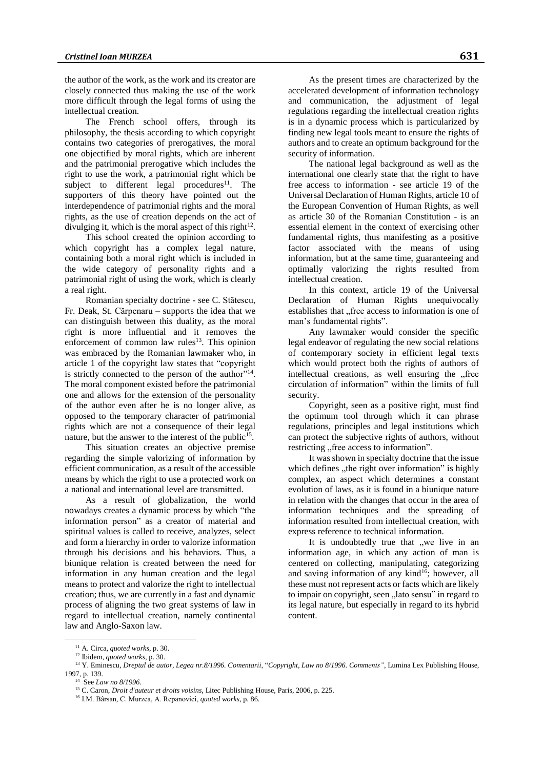the author of the work, as the work and its creator are closely connected thus making the use of the work more difficult through the legal forms of using the intellectual creation.

The French school offers, through its philosophy, the thesis according to which copyright contains two categories of prerogatives, the moral one objectified by moral rights, which are inherent and the patrimonial prerogative which includes the right to use the work, a patrimonial right which be subject to different legal procedures[11]. The supporters of this theory have pointed out the interdependence of patrimonial rights and the moral rights, as the use of creation depends on the act of divulging it, which is the moral aspect of this right[12].

This school created the opinion according to which copyright has a complex legal nature, containing both a moral right which is included in the wide category of personality rights and a patrimonial right of using the work, which is clearly a real right.

Romanian specialty doctrine - see C. Stătescu, Fr. Deak, St. Cărpenaru – supports the idea that we can distinguish between this duality, as the moral right is more influential and it removes the enforcement of common law rules[13]. This opinion was embraced by the Romanian lawmaker who, in article 1 of the copyright law states that "copyright is strictly connected to the person of the author"[14]. The moral component existed before the patrimonial one and allows for the extension of the personality of the author even after he is no longer alive, as opposed to the temporary character of patrimonial rights which are not a consequence of their legal nature, but the answer to the interest of the public[15].

This situation creates an objective premise regarding the simple valorizing of information by efficient communication, as a result of the accessible means by which the right to use a protected work on a national and international level are transmitted.

As a result of globalization, the world nowadays creates a dynamic process by which "the information person" as a creator of material and spiritual values is called to receive, analyzes, select and form a hierarchy in order to valorize information through his decisions and his behaviors. Thus, a biunique relation is created between the need for information in any human creation and the legal means to protect and valorize the right to intellectual creation; thus, we are currently in a fast and dynamic process of aligning the two great systems of law in regard to intellectual creation, namely continental law and Anglo-Saxon law.

As the present times are characterized by the accelerated development of information technology and communication, the adjustment of legal regulations regarding the intellectual creation rights is in a dynamic process which is particularized by finding new legal tools meant to ensure the rights of authors and to create an optimum background for the security of information.

The national legal background as well as the international one clearly state that the right to have free access to information - see article 19 of the Universal Declaration of Human Rights, article 10 of the European Convention of Human Rights, as well as article 30 of the Romanian Constitution - is an essential element in the context of exercising other fundamental rights, thus manifesting as a positive factor associated with the means of using information, but at the same time, guaranteeing and optimally valorizing the rights resulted from intellectual creation.

In this context, article 19 of the Universal Declaration of Human Rights unequivocally establishes that „free access to information is one of man's fundamental rights".

Any lawmaker would consider the specific legal endeavor of regulating the new social relations of contemporary society in efficient legal texts which would protect both the rights of authors of intellectual creations, as well ensuring the „free circulation of information" within the limits of full security.

Copyright, seen as a positive right, must find the optimum tool through which it can phrase regulations, principles and legal institutions which can protect the subjective rights of authors, without restricting „free access to information".

It was shown in specialty doctrine that the issue which defines „the right over information" is highly complex, an aspect which determines a constant evolution of laws, as it is found in a biunique nature in relation with the changes that occur in the area of information techniques and the spreading of information resulted from intellectual creation, with express reference to technical information.

It is undoubtedly true that „we live in an information age, in which any action of man is centered on collecting, manipulating, categorizing and saving information of any kind[16]; however, all these must not represent acts or facts which are likely to impair on copyright, seen „lato sensu" in regard to its legal nature, but especially in regard to its hybrid content.

---

[11] A. Circa, *quoted works*, p. 30.

[12] Ibidem, *quoted works*, p. 30.

[13] Y. Eminescu, *Dreptul de autor, Legea nr.8/1996. Comentarii*, "*Copyright, Law no 8/1996. Comments"*, Lumina Lex Publishing House, 1997, p. 139.

[14] See *Law no 8/1996*.

[15] C. Caron, *Droit d'auteur et droits voisins*, Litec Publishing House, Paris, 2006, p. 225.

[16] I.M. Bârsan, C. Murzea, A. Repanovici, *quoted works*, p. 86.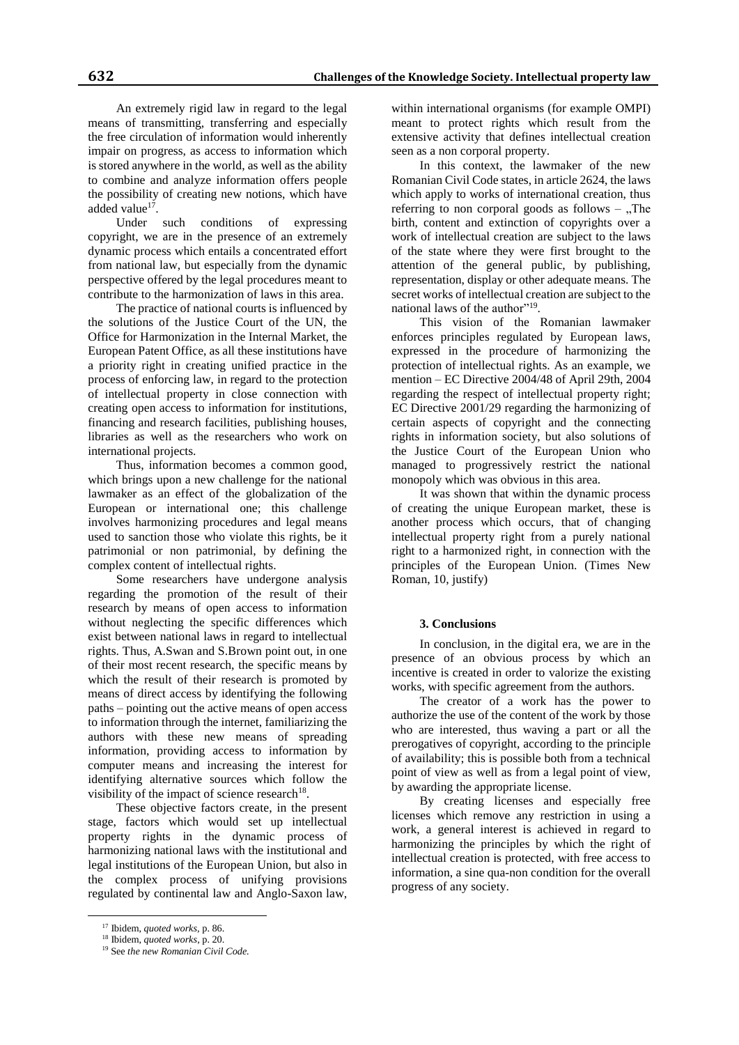An extremely rigid law in regard to the legal means of transmitting, transferring and especially the free circulation of information would inherently impair on progress, as access to information which is stored anywhere in the world, as well as the ability to combine and analyze information offers people the possibility of creating new notions, which have added value[17].

Under such conditions of expressing copyright, we are in the presence of an extremely dynamic process which entails a concentrated effort from national law, but especially from the dynamic perspective offered by the legal procedures meant to contribute to the harmonization of laws in this area.

The practice of national courts is influenced by the solutions of the Justice Court of the UN, the Office for Harmonization in the Internal Market, the European Patent Office, as all these institutions have a priority right in creating unified practice in the process of enforcing law, in regard to the protection of intellectual property in close connection with creating open access to information for institutions, financing and research facilities, publishing houses, libraries as well as the researchers who work on international projects.

Thus, information becomes a common good, which brings upon a new challenge for the national lawmaker as an effect of the globalization of the European or international one; this challenge involves harmonizing procedures and legal means used to sanction those who violate this rights, be it patrimonial or non patrimonial, by defining the complex content of intellectual rights.

Some researchers have undergone analysis regarding the promotion of the result of their research by means of open access to information without neglecting the specific differences which exist between national laws in regard to intellectual rights. Thus, A.Swan and S.Brown point out, in one of their most recent research, the specific means by which the result of their research is promoted by means of direct access by identifying the following paths – pointing out the active means of open access to information through the internet, familiarizing the authors with these new means of spreading information, providing access to information by computer means and increasing the interest for identifying alternative sources which follow the visibility of the impact of science research[18].

These objective factors create, in the present stage, factors which would set up intellectual property rights in the dynamic process of harmonizing national laws with the institutional and legal institutions of the European Union, but also in the complex process of unifying provisions regulated by continental law and Anglo-Saxon law, within international organisms (for example OMPI) meant to protect rights which result from the extensive activity that defines intellectual creation seen as a non corporal property.

In this context, the lawmaker of the new Romanian Civil Code states, in article 2624, the laws which apply to works of international creation, thus referring to non corporal goods as follows – „The birth, content and extinction of copyrights over a work of intellectual creation are subject to the laws of the state where they were first brought to the attention of the general public, by publishing, representation, display or other adequate means. The secret works of intellectual creation are subject to the national laws of the author"[19].

This vision of the Romanian lawmaker enforces principles regulated by European laws, expressed in the procedure of harmonizing the protection of intellectual rights. As an example, we mention – EC Directive 2004/48 of April 29th, 2004 regarding the respect of intellectual property right; EC Directive 2001/29 regarding the harmonizing of certain aspects of copyright and the connecting rights in information society, but also solutions of the Justice Court of the European Union who managed to progressively restrict the national monopoly which was obvious in this area.

It was shown that within the dynamic process of creating the unique European market, these is another process which occurs, that of changing intellectual property right from a purely national right to a harmonized right, in connection with the principles of the European Union. (Times New Roman, 10, justify)

### 3. Conclusions

In conclusion, in the digital era, we are in the presence of an obvious process by which an incentive is created in order to valorize the existing works, with specific agreement from the authors.

The creator of a work has the power to authorize the use of the content of the work by those who are interested, thus waving a part or all the prerogatives of copyright, according to the principle of availability; this is possible both from a technical point of view as well as from a legal point of view, by awarding the appropriate license.

By creating licenses and especially free licenses which remove any restriction in using a work, a general interest is achieved in regard to harmonizing the principles by which the right of intellectual creation is protected, with free access to information, a sine qua-non condition for the overall progress of any society.

---

[17] Ibidem, *quoted works*, p. 86.

[18] Ibidem, *quoted works*, p. 20.

[19] See *the new Romanian Civil Code.*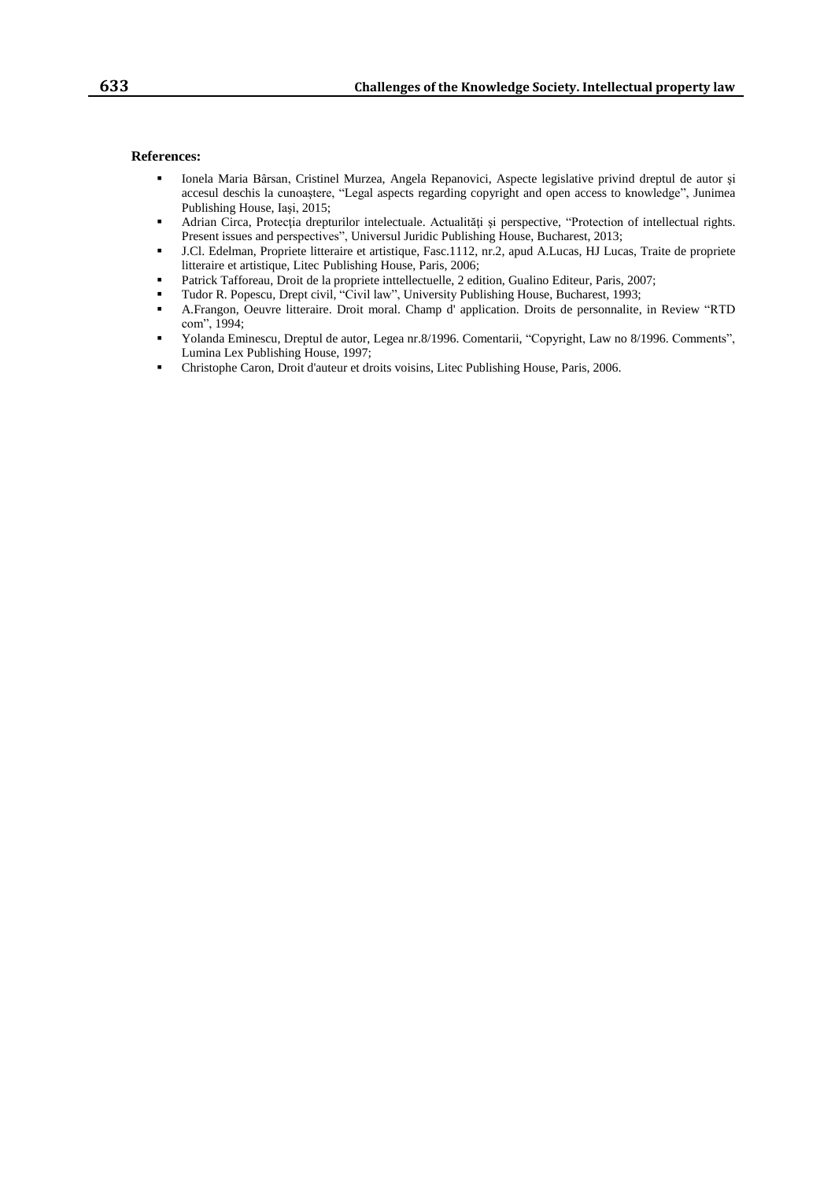**References:**

- Ionela Maria Bârsan, Cristinel Murzea, Angela Repanovici, Aspecte legislative privind dreptul de autor şi accesul deschis la cunoaştere, "Legal aspects regarding copyright and open access to knowledge", Junimea Publishing House, Iaşi, 2015;
- Adrian Circa, Protecţia drepturilor intelectuale. Actualităţi şi perspective, "Protection of intellectual rights. Present issues and perspectives", Universul Juridic Publishing House, Bucharest, 2013;
- J.Cl. Edelman, Propriete litteraire et artistique, Fasc.1112, nr.2, apud A.Lucas, HJ Lucas, Traite de propriete litteraire et artistique, Litec Publishing House, Paris, 2006;
- Patrick Tafforeau, Droit de la propriete inttellectuelle, 2 edition, Gualino Editeur, Paris, 2007;
- Tudor R. Popescu, Drept civil, "Civil law", University Publishing House, Bucharest, 1993;
- A.Frangon, Oeuvre litteraire. Droit moral. Champ d' application. Droits de personnalite, in Review "RTD com", 1994;
- Yolanda Eminescu, Dreptul de autor, Legea nr.8/1996. Comentarii, "Copyright, Law no 8/1996. Comments", Lumina Lex Publishing House, 1997;
- Christophe Caron, Droit d'auteur et droits voisins, Litec Publishing House, Paris, 2006.